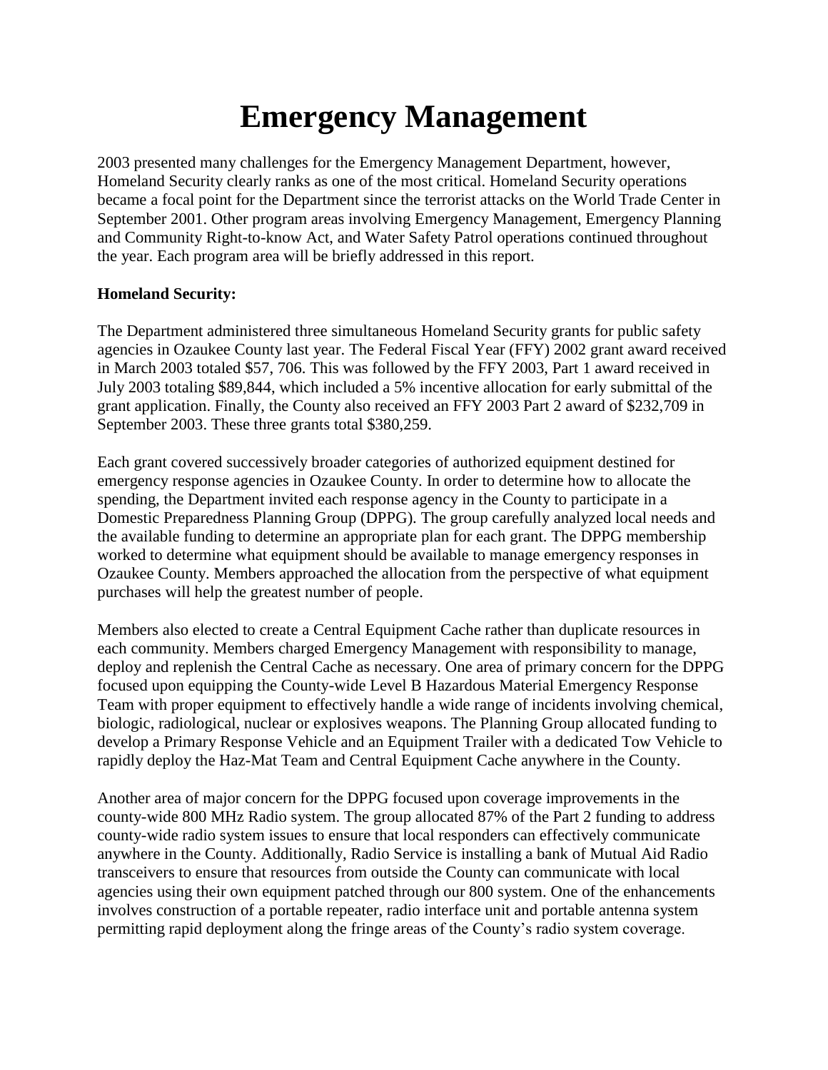# Emergency Management

2003 presented many challenges for the Emergency Management Department, however, Homeland Security clearly ranks as one of the most critical. Homeland Security operations became a focal point for the Department since the terrorist attacks on the World Trade Center in September 2001. Other program areas involving Emergency Management, Emergency Planning and Community Right-to-know Act, and Water Safety Patrol operations continued throughout the year. Each program area will be briefly addressed in this report.

**Homeland Security:**

The Department administered three simultaneous Homeland Security grants for public safety agencies in Ozaukee County last year. The Federal Fiscal Year (FFY) 2002 grant award received in March 2003 totaled $57, 706. This was followed by the FFY 2003, Part 1 award received in July 2003 totaling $89,844, which included a 5% incentive allocation for early submittal of the grant application. Finally, the County also received an FFY 2003 Part 2 award of $232,709 in September 2003. These three grants total $380,259.

Each grant covered successively broader categories of authorized equipment destined for emergency response agencies in Ozaukee County. In order to determine how to allocate the spending, the Department invited each response agency in the County to participate in a Domestic Preparedness Planning Group (DPPG). The group carefully analyzed local needs and the available funding to determine an appropriate plan for each grant. The DPPG membership worked to determine what equipment should be available to manage emergency responses in Ozaukee County. Members approached the allocation from the perspective of what equipment purchases will help the greatest number of people.

Members also elected to create a Central Equipment Cache rather than duplicate resources in each community. Members charged Emergency Management with responsibility to manage, deploy and replenish the Central Cache as necessary. One area of primary concern for the DPPG focused upon equipping the County-wide Level B Hazardous Material Emergency Response Team with proper equipment to effectively handle a wide range of incidents involving chemical, biologic, radiological, nuclear or explosives weapons. The Planning Group allocated funding to develop a Primary Response Vehicle and an Equipment Trailer with a dedicated Tow Vehicle to rapidly deploy the Haz-Mat Team and Central Equipment Cache anywhere in the County.

Another area of major concern for the DPPG focused upon coverage improvements in the county-wide 800 MHz Radio system. The group allocated 87% of the Part 2 funding to address county-wide radio system issues to ensure that local responders can effectively communicate anywhere in the County. Additionally, Radio Service is installing a bank of Mutual Aid Radio transceivers to ensure that resources from outside the County can communicate with local agencies using their own equipment patched through our 800 system. One of the enhancements involves construction of a portable repeater, radio interface unit and portable antenna system permitting rapid deployment along the fringe areas of the County's radio system coverage.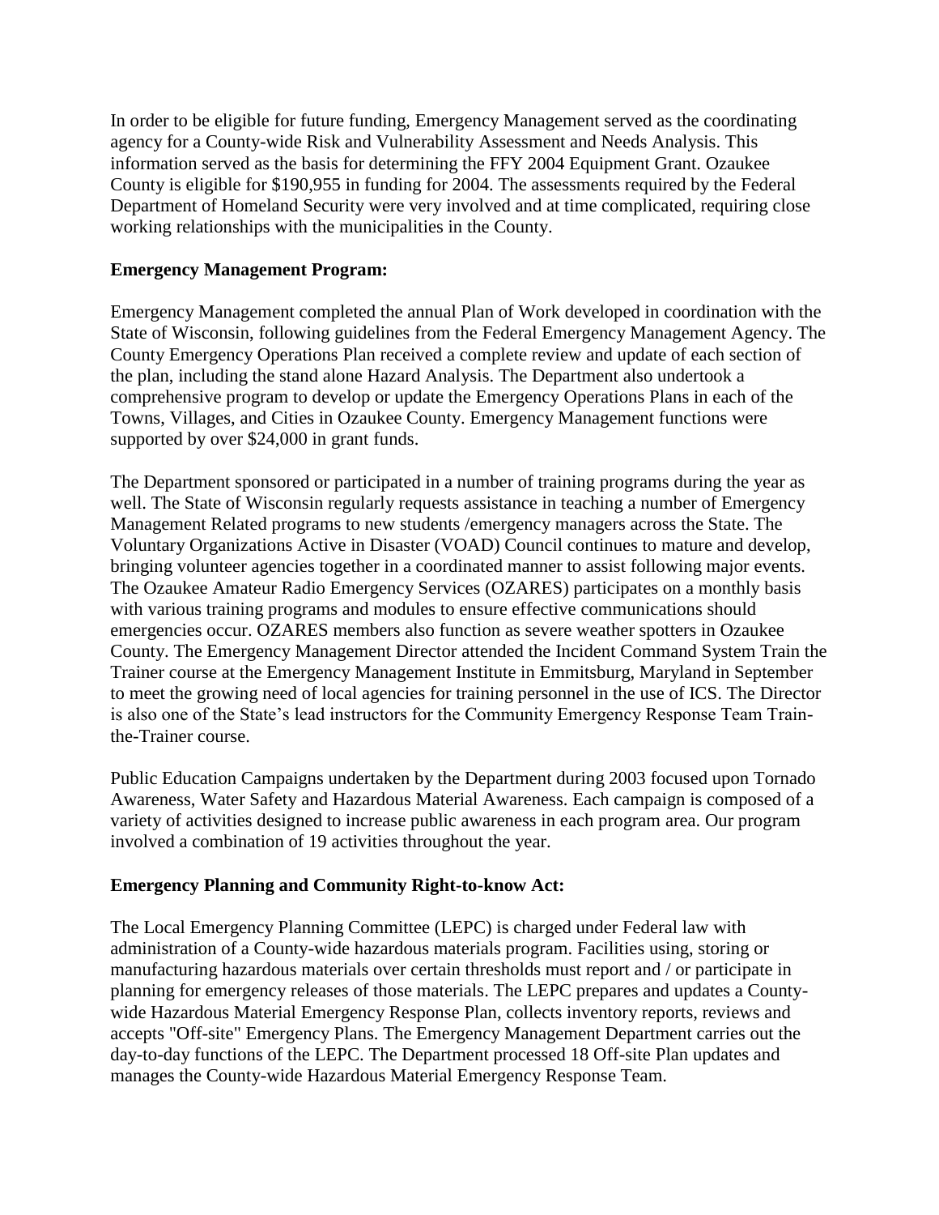In order to be eligible for future funding, Emergency Management served as the coordinating agency for a County-wide Risk and Vulnerability Assessment and Needs Analysis. This information served as the basis for determining the FFY 2004 Equipment Grant. Ozaukee County is eligible for $190,955 in funding for 2004. The assessments required by the Federal Department of Homeland Security were very involved and at time complicated, requiring close working relationships with the municipalities in the County.

**Emergency Management Program:**

Emergency Management completed the annual Plan of Work developed in coordination with the State of Wisconsin, following guidelines from the Federal Emergency Management Agency. The County Emergency Operations Plan received a complete review and update of each section of the plan, including the stand alone Hazard Analysis. The Department also undertook a comprehensive program to develop or update the Emergency Operations Plans in each of the Towns, Villages, and Cities in Ozaukee County. Emergency Management functions were supported by over $24,000 in grant funds.

The Department sponsored or participated in a number of training programs during the year as well. The State of Wisconsin regularly requests assistance in teaching a number of Emergency Management Related programs to new students /emergency managers across the State. The Voluntary Organizations Active in Disaster (VOAD) Council continues to mature and develop, bringing volunteer agencies together in a coordinated manner to assist following major events. The Ozaukee Amateur Radio Emergency Services (OZARES) participates on a monthly basis with various training programs and modules to ensure effective communications should emergencies occur. OZARES members also function as severe weather spotters in Ozaukee County. The Emergency Management Director attended the Incident Command System Train the Trainer course at the Emergency Management Institute in Emmitsburg, Maryland in September to meet the growing need of local agencies for training personnel in the use of ICS. The Director is also one of the State's lead instructors for the Community Emergency Response Team Train-the-Trainer course.

Public Education Campaigns undertaken by the Department during 2003 focused upon Tornado Awareness, Water Safety and Hazardous Material Awareness. Each campaign is composed of a variety of activities designed to increase public awareness in each program area. Our program involved a combination of 19 activities throughout the year.

**Emergency Planning and Community Right-to-know Act:**

The Local Emergency Planning Committee (LEPC) is charged under Federal law with administration of a County-wide hazardous materials program. Facilities using, storing or manufacturing hazardous materials over certain thresholds must report and / or participate in planning for emergency releases of those materials. The LEPC prepares and updates a County-wide Hazardous Material Emergency Response Plan, collects inventory reports, reviews and accepts "Off-site" Emergency Plans. The Emergency Management Department carries out the day-to-day functions of the LEPC. The Department processed 18 Off-site Plan updates and manages the County-wide Hazardous Material Emergency Response Team.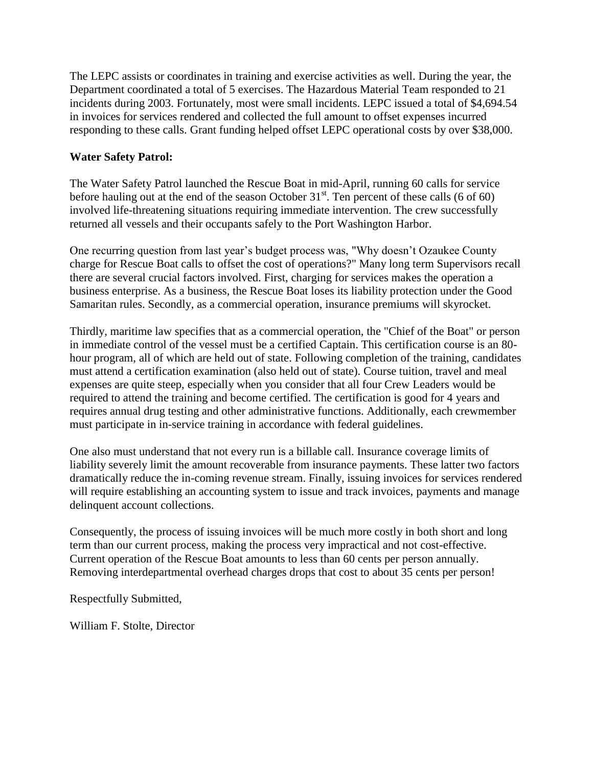The LEPC assists or coordinates in training and exercise activities as well. During the year, the Department coordinated a total of 5 exercises. The Hazardous Material Team responded to 21 incidents during 2003. Fortunately, most were small incidents. LEPC issued a total of $4,694.54 in invoices for services rendered and collected the full amount to offset expenses incurred responding to these calls. Grant funding helped offset LEPC operational costs by over $38,000.

**Water Safety Patrol:**

The Water Safety Patrol launched the Rescue Boat in mid-April, running 60 calls for service before hauling out at the end of the season October 31st. Ten percent of these calls (6 of 60) involved life-threatening situations requiring immediate intervention. The crew successfully returned all vessels and their occupants safely to the Port Washington Harbor.

One recurring question from last year's budget process was, "Why doesn't Ozaukee County charge for Rescue Boat calls to offset the cost of operations?" Many long term Supervisors recall there are several crucial factors involved. First, charging for services makes the operation a business enterprise. As a business, the Rescue Boat loses its liability protection under the Good Samaritan rules. Secondly, as a commercial operation, insurance premiums will skyrocket.

Thirdly, maritime law specifies that as a commercial operation, the "Chief of the Boat" or person in immediate control of the vessel must be a certified Captain. This certification course is an 80-hour program, all of which are held out of state. Following completion of the training, candidates must attend a certification examination (also held out of state). Course tuition, travel and meal expenses are quite steep, especially when you consider that all four Crew Leaders would be required to attend the training and become certified. The certification is good for 4 years and requires annual drug testing and other administrative functions. Additionally, each crewmember must participate in in-service training in accordance with federal guidelines.

One also must understand that not every run is a billable call. Insurance coverage limits of liability severely limit the amount recoverable from insurance payments. These latter two factors dramatically reduce the in-coming revenue stream. Finally, issuing invoices for services rendered will require establishing an accounting system to issue and track invoices, payments and manage delinquent account collections.

Consequently, the process of issuing invoices will be much more costly in both short and long term than our current process, making the process very impractical and not cost-effective. Current operation of the Rescue Boat amounts to less than 60 cents per person annually. Removing interdepartmental overhead charges drops that cost to about 35 cents per person!

Respectfully Submitted,

William F. Stolte, Director